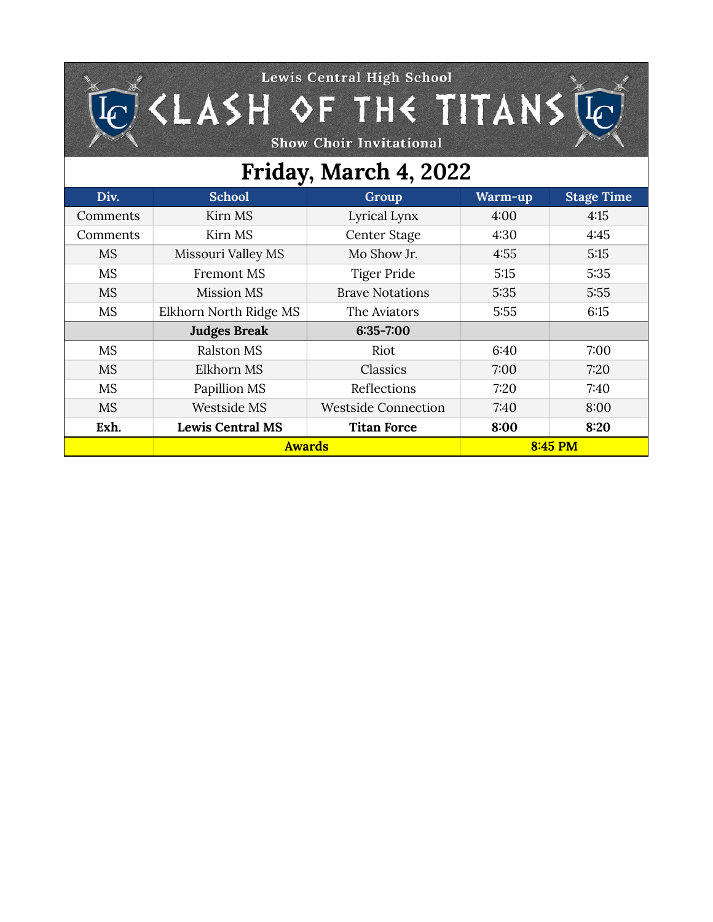Lewis Central High School

# CLASH OF THE TITANS

Show Choir Invitational

## Friday, March 4, 2022

| Div. | School | Group | Warm-up | Stage Time |
|---|---|---|---|---|
| Comments | Kirn MS | Lyrical Lynx | 4:00 | 4:15 |
| Comments | Kirn MS | Center Stage | 4:30 | 4:45 |
| MS | Missouri Valley MS | Mo Show Jr. | 4:55 | 5:15 |
| MS | Fremont MS | Tiger Pride | 5:15 | 5:35 |
| MS | Mission MS | Brave Notations | 5:35 | 5:55 |
| MS | Elkhorn North Ridge MS | The Aviators | 5:55 | 6:15 |
| | **Judges Break** | **6:35-7:00** | | |
| MS | Ralston MS | Riot | 6:40 | 7:00 |
| MS | Elkhorn MS | Classics | 7:00 | 7:20 |
| MS | Papillion MS | Reflections | 7:20 | 7:40 |
| MS | Westside MS | Westside Connection | 7:40 | 8:00 |
| **Exh.** | **Lewis Central MS** | **Titan Force** | **8:00** | **8:20** |
| | **Awards** | | **8:45 PM** | |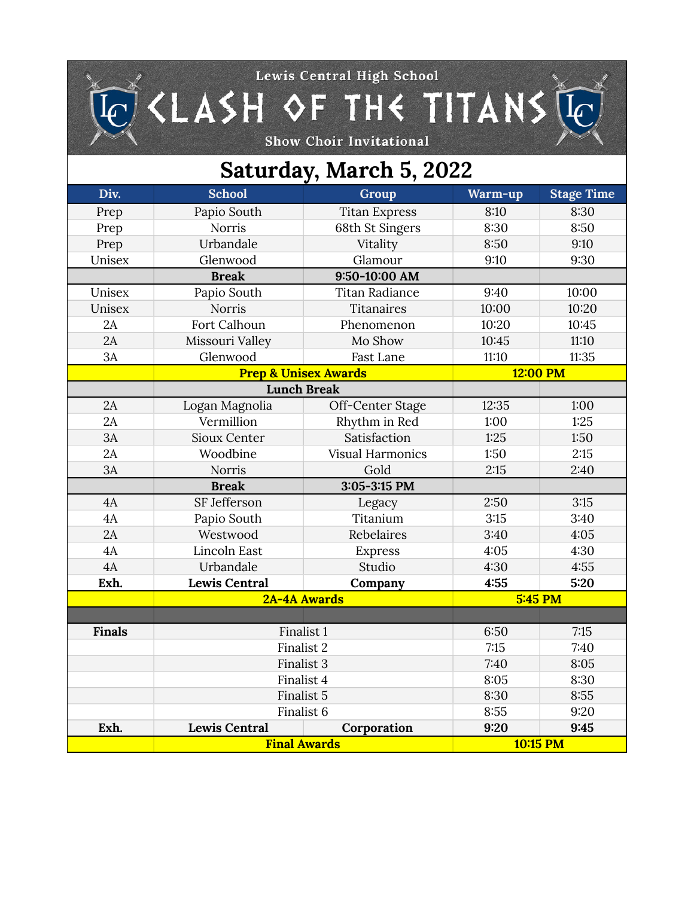Lewis Central High School

# CLASH OF THE TITANS

Show Choir Invitational

## Saturday, March 5, 2022

| Div. | School | Group | Warm-up | Stage Time |
|---|---|---|---|---|
| Prep | Papio South | Titan Express | 8:10 | 8:30 |
| Prep | Norris | 68th St Singers | 8:30 | 8:50 |
| Prep | Urbandale | Vitality | 8:50 | 9:10 |
| Unisex | Glenwood | Glamour | 9:10 | 9:30 |
| | **Break** | **9:50-10:00 AM** | | |
| Unisex | Papio South | Titan Radiance | 9:40 | 10:00 |
| Unisex | Norris | Titanaires | 10:00 | 10:20 |
| 2A | Fort Calhoun | Phenomenon | 10:20 | 10:45 |
| 2A | Missouri Valley | Mo Show | 10:45 | 11:10 |
| 3A | Glenwood | Fast Lane | 11:10 | 11:35 |
| | **Prep & Unisex Awards** | | **12:00 PM** | |
| | **Lunch Break** | | | |
| 2A | Logan Magnolia | Off-Center Stage | 12:35 | 1:00 |
| 2A | Vermillion | Rhythm in Red | 1:00 | 1:25 |
| 3A | Sioux Center | Satisfaction | 1:25 | 1:50 |
| 2A | Woodbine | Visual Harmonics | 1:50 | 2:15 |
| 3A | Norris | Gold | 2:15 | 2:40 |
| | **Break** | **3:05-3:15 PM** | | |
| 4A | SF Jefferson | Legacy | 2:50 | 3:15 |
| 4A | Papio South | Titanium | 3:15 | 3:40 |
| 2A | Westwood | Rebelaires | 3:40 | 4:05 |
| 4A | Lincoln East | Express | 4:05 | 4:30 |
| 4A | Urbandale | Studio | 4:30 | 4:55 |
| **Exh.** | **Lewis Central** | **Company** | **4:55** | **5:20** |
| | **2A-4A Awards** | | **5:45 PM** | |
| | | | | |
| **Finals** | Finalist 1 | | 6:50 | 7:15 |
| | Finalist 2 | | 7:15 | 7:40 |
| | Finalist 3 | | 7:40 | 8:05 |
| | Finalist 4 | | 8:05 | 8:30 |
| | Finalist 5 | | 8:30 | 8:55 |
| | Finalist 6 | | 8:55 | 9:20 |
| **Exh.** | **Lewis Central** | **Corporation** | **9:20** | **9:45** |
| | **Final Awards** | | **10:15 PM** | |